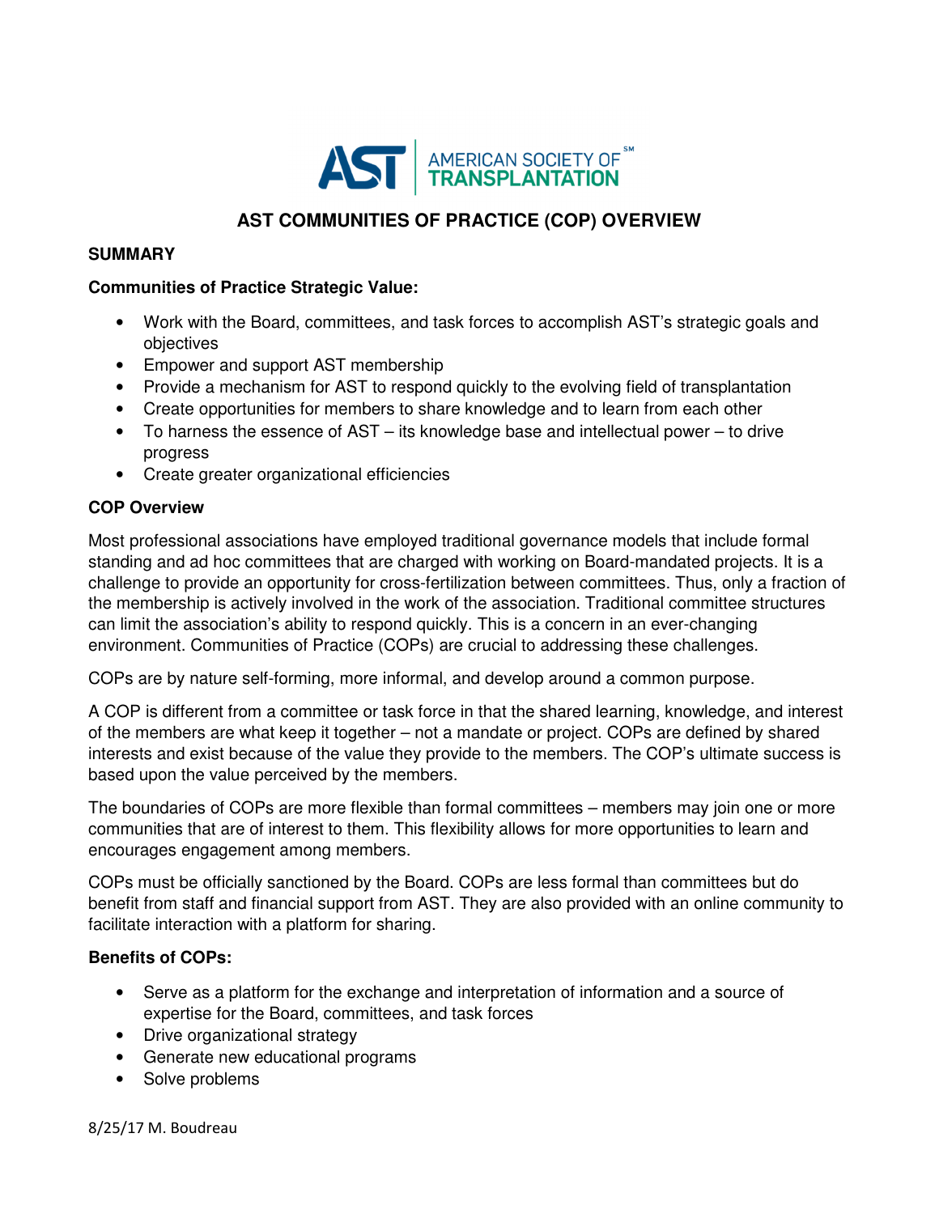# AST COMMUNITIES OF PRACTICE (COP) OVERVIEW

## SUMMARY

**Communities of Practice Strategic Value:**

- Work with the Board, committees, and task forces to accomplish AST's strategic goals and objectives
- Empower and support AST membership
- Provide a mechanism for AST to respond quickly to the evolving field of transplantation
- Create opportunities for members to share knowledge and to learn from each other
- To harness the essence of AST – its knowledge base and intellectual power – to drive progress
- Create greater organizational efficiencies

**COP Overview**

Most professional associations have employed traditional governance models that include formal standing and ad hoc committees that are charged with working on Board-mandated projects. It is a challenge to provide an opportunity for cross-fertilization between committees. Thus, only a fraction of the membership is actively involved in the work of the association. Traditional committee structures can limit the association's ability to respond quickly. This is a concern in an ever-changing environment. Communities of Practice (COPs) are crucial to addressing these challenges.

COPs are by nature self-forming, more informal, and develop around a common purpose.

A COP is different from a committee or task force in that the shared learning, knowledge, and interest of the members are what keep it together – not a mandate or project. COPs are defined by shared interests and exist because of the value they provide to the members. The COP's ultimate success is based upon the value perceived by the members.

The boundaries of COPs are more flexible than formal committees – members may join one or more communities that are of interest to them. This flexibility allows for more opportunities to learn and encourages engagement among members.

COPs must be officially sanctioned by the Board. COPs are less formal than committees but do benefit from staff and financial support from AST. They are also provided with an online community to facilitate interaction with a platform for sharing.

**Benefits of COPs:**

- Serve as a platform for the exchange and interpretation of information and a source of expertise for the Board, committees, and task forces
- Drive organizational strategy
- Generate new educational programs
- Solve problems

8/25/17 M. Boudreau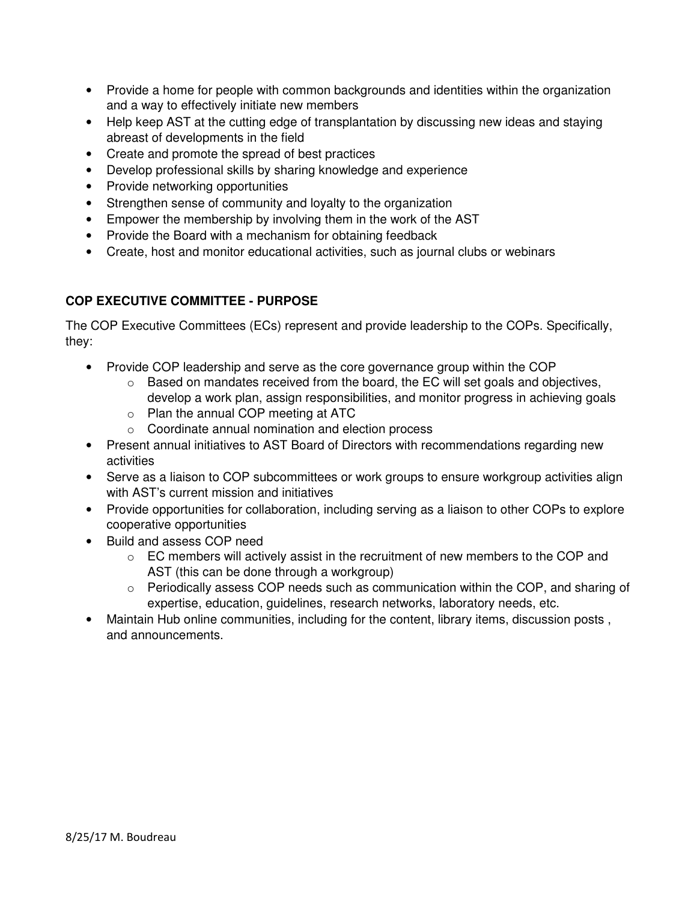- Provide a home for people with common backgrounds and identities within the organization and a way to effectively initiate new members
- Help keep AST at the cutting edge of transplantation by discussing new ideas and staying abreast of developments in the field
- Create and promote the spread of best practices
- Develop professional skills by sharing knowledge and experience
- Provide networking opportunities
- Strengthen sense of community and loyalty to the organization
- Empower the membership by involving them in the work of the AST
- Provide the Board with a mechanism for obtaining feedback
- Create, host and monitor educational activities, such as journal clubs or webinars

**COP EXECUTIVE COMMITTEE - PURPOSE**

The COP Executive Committees (ECs) represent and provide leadership to the COPs. Specifically, they:

- Provide COP leadership and serve as the core governance group within the COP
    - Based on mandates received from the board, the EC will set goals and objectives, develop a work plan, assign responsibilities, and monitor progress in achieving goals
    - Plan the annual COP meeting at ATC
    - Coordinate annual nomination and election process
- Present annual initiatives to AST Board of Directors with recommendations regarding new activities
- Serve as a liaison to COP subcommittees or work groups to ensure workgroup activities align with AST's current mission and initiatives
- Provide opportunities for collaboration, including serving as a liaison to other COPs to explore cooperative opportunities
- Build and assess COP need
    - EC members will actively assist in the recruitment of new members to the COP and AST (this can be done through a workgroup)
    - Periodically assess COP needs such as communication within the COP, and sharing of expertise, education, guidelines, research networks, laboratory needs, etc.
- Maintain Hub online communities, including for the content, library items, discussion posts , and announcements.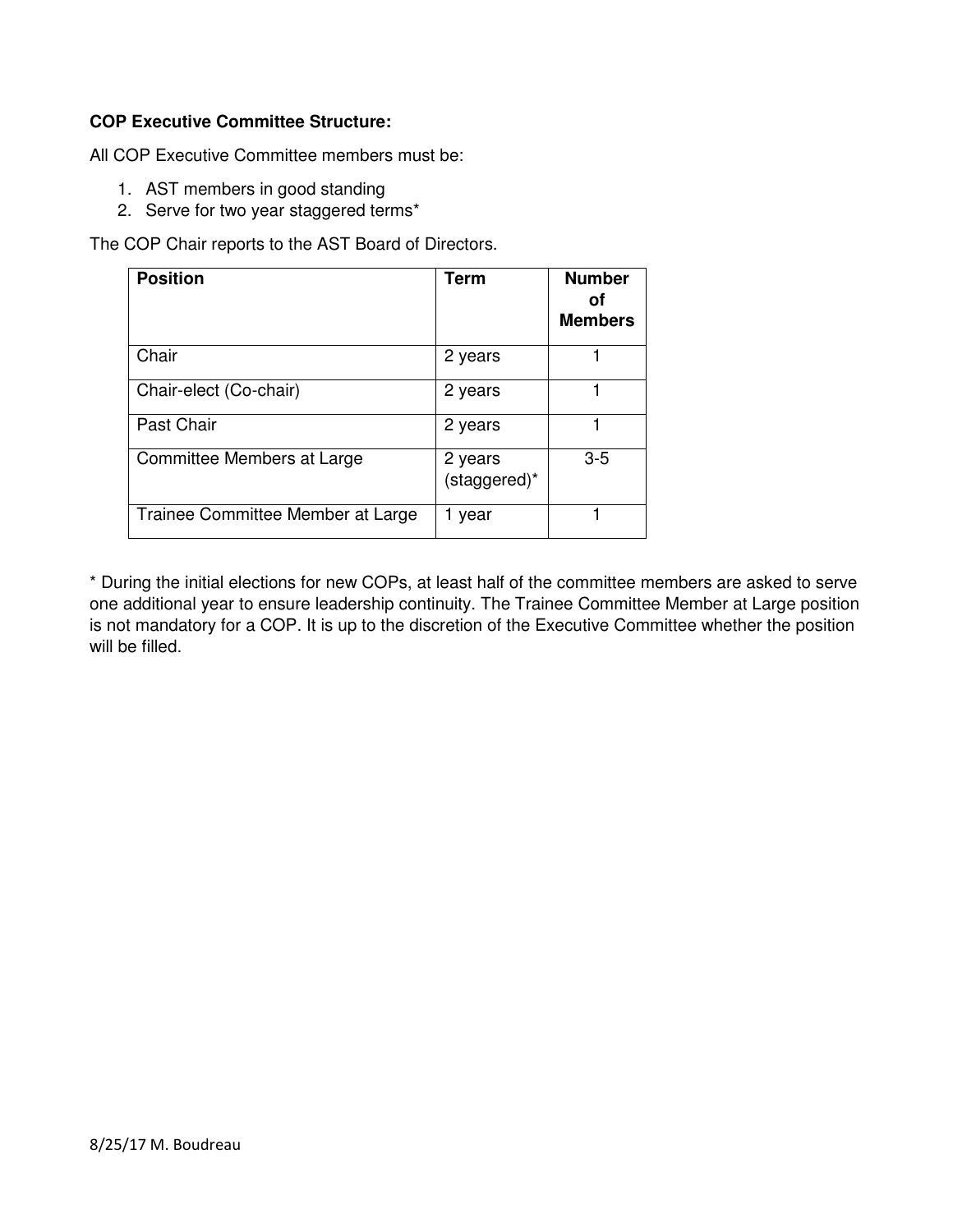**COP Executive Committee Structure:**

All COP Executive Committee members must be:

1. AST members in good standing
2. Serve for two year staggered terms*

The COP Chair reports to the AST Board of Directors.

| Position | Term | Number of Members |
|---|---|---|
| Chair | 2 years | 1 |
| Chair-elect (Co-chair) | 2 years | 1 |
| Past Chair | 2 years | 1 |
| Committee Members at Large | 2 years (staggered)* | 3-5 |
| Trainee Committee Member at Large | 1 year | 1 |

* During the initial elections for new COPs, at least half of the committee members are asked to serve one additional year to ensure leadership continuity. The Trainee Committee Member at Large position is not mandatory for a COP. It is up to the discretion of the Executive Committee whether the position will be filled.

8/25/17 M. Boudreau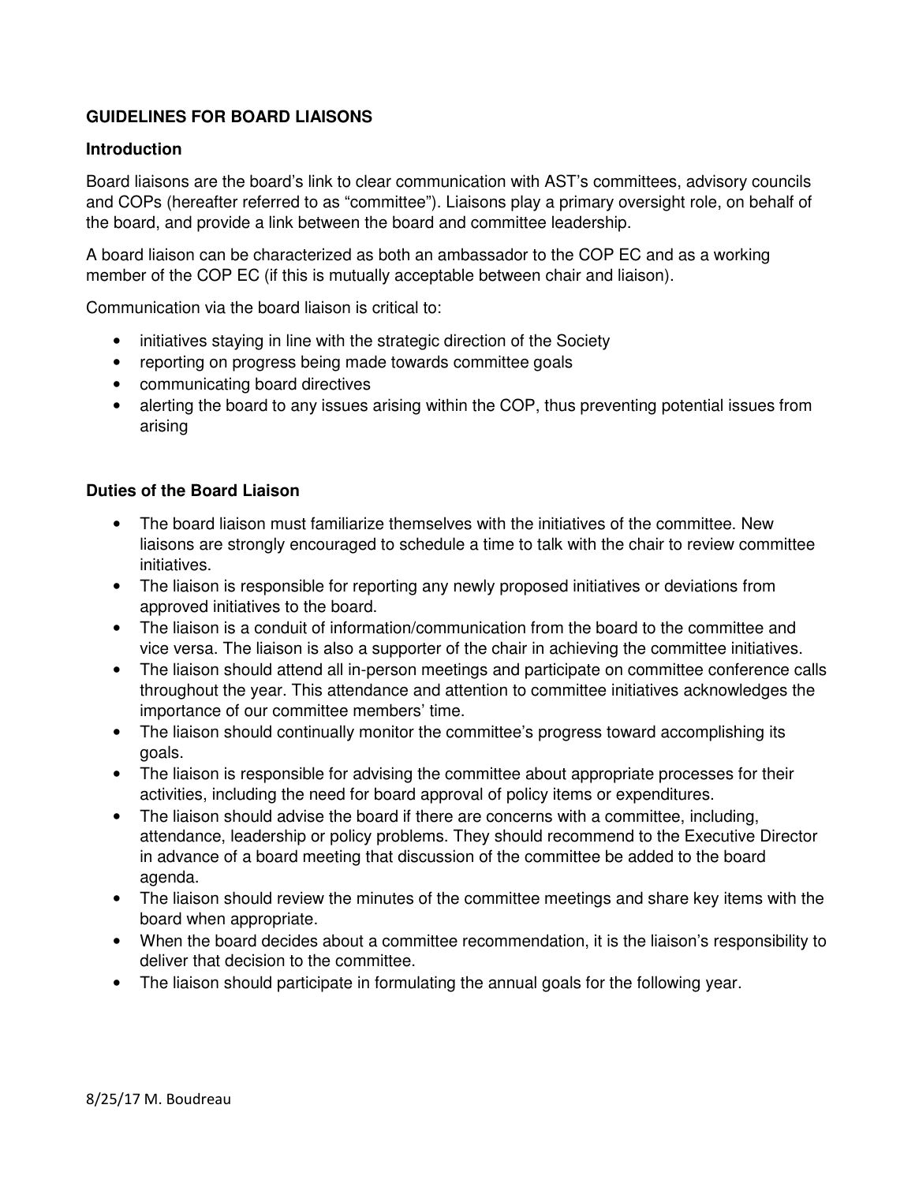## GUIDELINES FOR BOARD LIAISONS

### Introduction

Board liaisons are the board's link to clear communication with AST's committees, advisory councils and COPs (hereafter referred to as "committee"). Liaisons play a primary oversight role, on behalf of the board, and provide a link between the board and committee leadership.

A board liaison can be characterized as both an ambassador to the COP EC and as a working member of the COP EC (if this is mutually acceptable between chair and liaison).

Communication via the board liaison is critical to:

- initiatives staying in line with the strategic direction of the Society
- reporting on progress being made towards committee goals
- communicating board directives
- alerting the board to any issues arising within the COP, thus preventing potential issues from arising

### Duties of the Board Liaison

- The board liaison must familiarize themselves with the initiatives of the committee. New liaisons are strongly encouraged to schedule a time to talk with the chair to review committee initiatives.
- The liaison is responsible for reporting any newly proposed initiatives or deviations from approved initiatives to the board.
- The liaison is a conduit of information/communication from the board to the committee and vice versa. The liaison is also a supporter of the chair in achieving the committee initiatives.
- The liaison should attend all in-person meetings and participate on committee conference calls throughout the year. This attendance and attention to committee initiatives acknowledges the importance of our committee members' time.
- The liaison should continually monitor the committee's progress toward accomplishing its goals.
- The liaison is responsible for advising the committee about appropriate processes for their activities, including the need for board approval of policy items or expenditures.
- The liaison should advise the board if there are concerns with a committee, including, attendance, leadership or policy problems. They should recommend to the Executive Director in advance of a board meeting that discussion of the committee be added to the board agenda.
- The liaison should review the minutes of the committee meetings and share key items with the board when appropriate.
- When the board decides about a committee recommendation, it is the liaison's responsibility to deliver that decision to the committee.
- The liaison should participate in formulating the annual goals for the following year.

8/25/17 M. Boudreau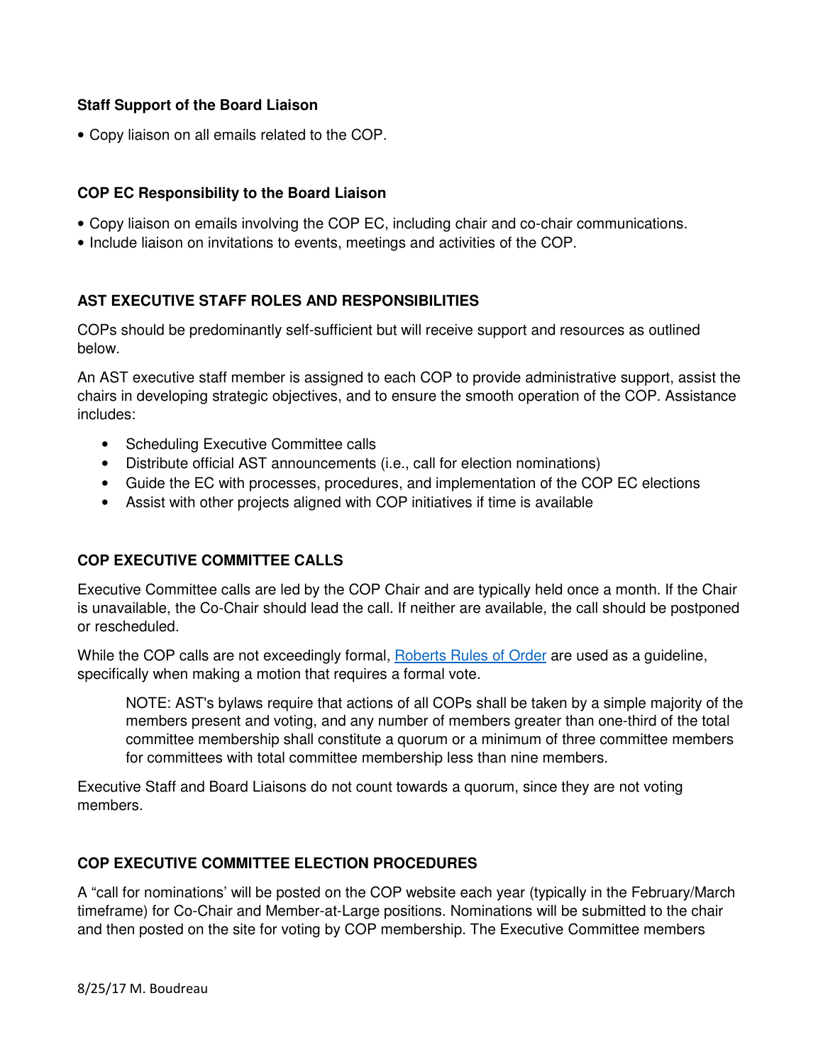**Staff Support of the Board Liaison**

- Copy liaison on all emails related to the COP.

**COP EC Responsibility to the Board Liaison**

- Copy liaison on emails involving the COP EC, including chair and co-chair communications.
- Include liaison on invitations to events, meetings and activities of the COP.

## AST EXECUTIVE STAFF ROLES AND RESPONSIBILITIES

COPs should be predominantly self-sufficient but will receive support and resources as outlined below.

An AST executive staff member is assigned to each COP to provide administrative support, assist the chairs in developing strategic objectives, and to ensure the smooth operation of the COP. Assistance includes:

- Scheduling Executive Committee calls
- Distribute official AST announcements (i.e., call for election nominations)
- Guide the EC with processes, procedures, and implementation of the COP EC elections
- Assist with other projects aligned with COP initiatives if time is available

## COP EXECUTIVE COMMITTEE CALLS

Executive Committee calls are led by the COP Chair and are typically held once a month. If the Chair is unavailable, the Co-Chair should lead the call. If neither are available, the call should be postponed or rescheduled.

While the COP calls are not exceedingly formal, Roberts Rules of Order are used as a guideline, specifically when making a motion that requires a formal vote.

> NOTE: AST's bylaws require that actions of all COPs shall be taken by a simple majority of the members present and voting, and any number of members greater than one-third of the total committee membership shall constitute a quorum or a minimum of three committee members for committees with total committee membership less than nine members.

Executive Staff and Board Liaisons do not count towards a quorum, since they are not voting members.

## COP EXECUTIVE COMMITTEE ELECTION PROCEDURES

A "call for nominations' will be posted on the COP website each year (typically in the February/March timeframe) for Co-Chair and Member-at-Large positions. Nominations will be submitted to the chair and then posted on the site for voting by COP membership. The Executive Committee members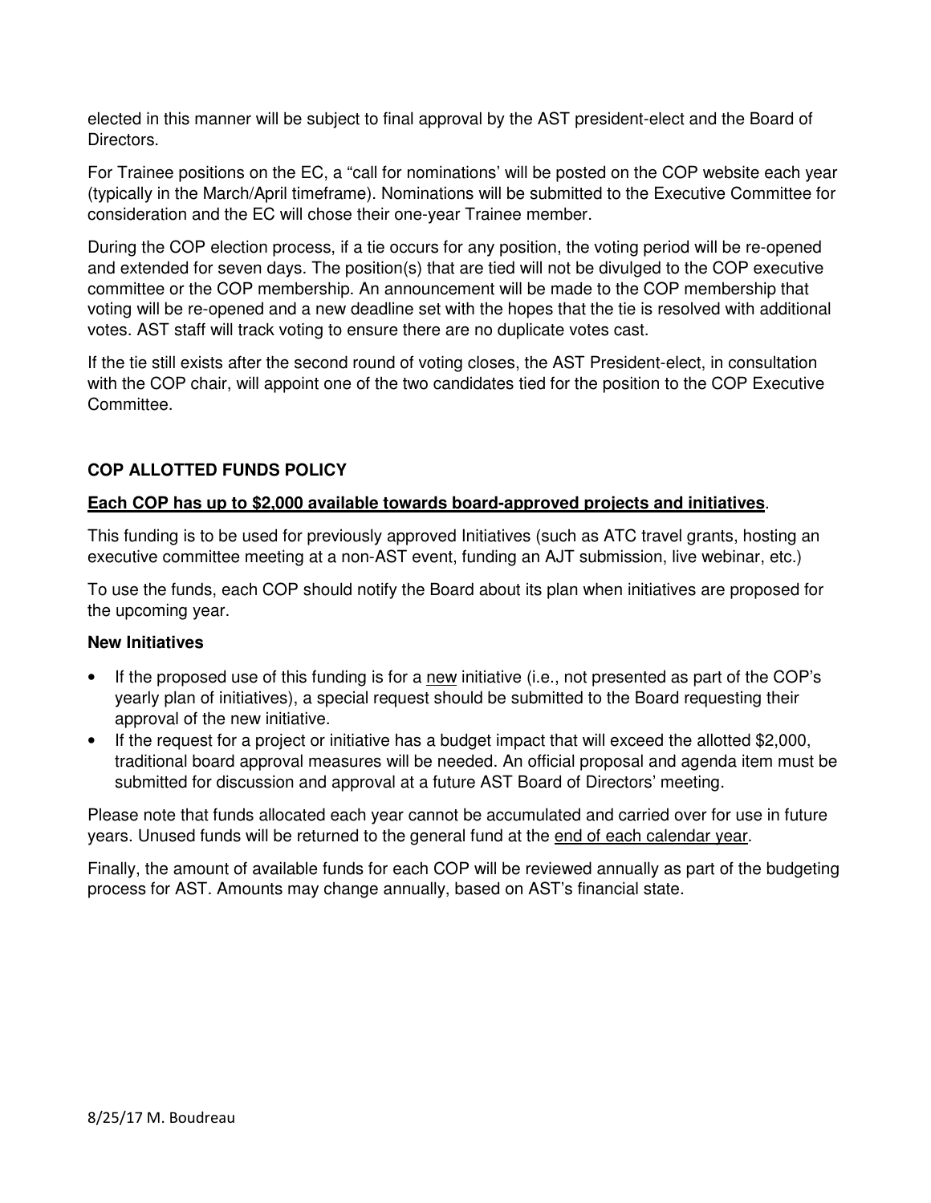elected in this manner will be subject to final approval by the AST president-elect and the Board of Directors.

For Trainee positions on the EC, a "call for nominations' will be posted on the COP website each year (typically in the March/April timeframe). Nominations will be submitted to the Executive Committee for consideration and the EC will chose their one-year Trainee member.

During the COP election process, if a tie occurs for any position, the voting period will be re-opened and extended for seven days. The position(s) that are tied will not be divulged to the COP executive committee or the COP membership. An announcement will be made to the COP membership that voting will be re-opened and a new deadline set with the hopes that the tie is resolved with additional votes. AST staff will track voting to ensure there are no duplicate votes cast.

If the tie still exists after the second round of voting closes, the AST President-elect, in consultation with the COP chair, will appoint one of the two candidates tied for the position to the COP Executive Committee.

## COP ALLOTTED FUNDS POLICY

**Each COP has up to $2,000 available towards board-approved projects and initiatives**.

This funding is to be used for previously approved Initiatives (such as ATC travel grants, hosting an executive committee meeting at a non-AST event, funding an AJT submission, live webinar, etc.)

To use the funds, each COP should notify the Board about its plan when initiatives are proposed for the upcoming year.

### New Initiatives

- If the proposed use of this funding is for a new initiative (i.e., not presented as part of the COP's yearly plan of initiatives), a special request should be submitted to the Board requesting their approval of the new initiative.
- If the request for a project or initiative has a budget impact that will exceed the allotted $2,000, traditional board approval measures will be needed. An official proposal and agenda item must be submitted for discussion and approval at a future AST Board of Directors' meeting.

Please note that funds allocated each year cannot be accumulated and carried over for use in future years. Unused funds will be returned to the general fund at the end of each calendar year.

Finally, the amount of available funds for each COP will be reviewed annually as part of the budgeting process for AST. Amounts may change annually, based on AST's financial state.

8/25/17 M. Boudreau